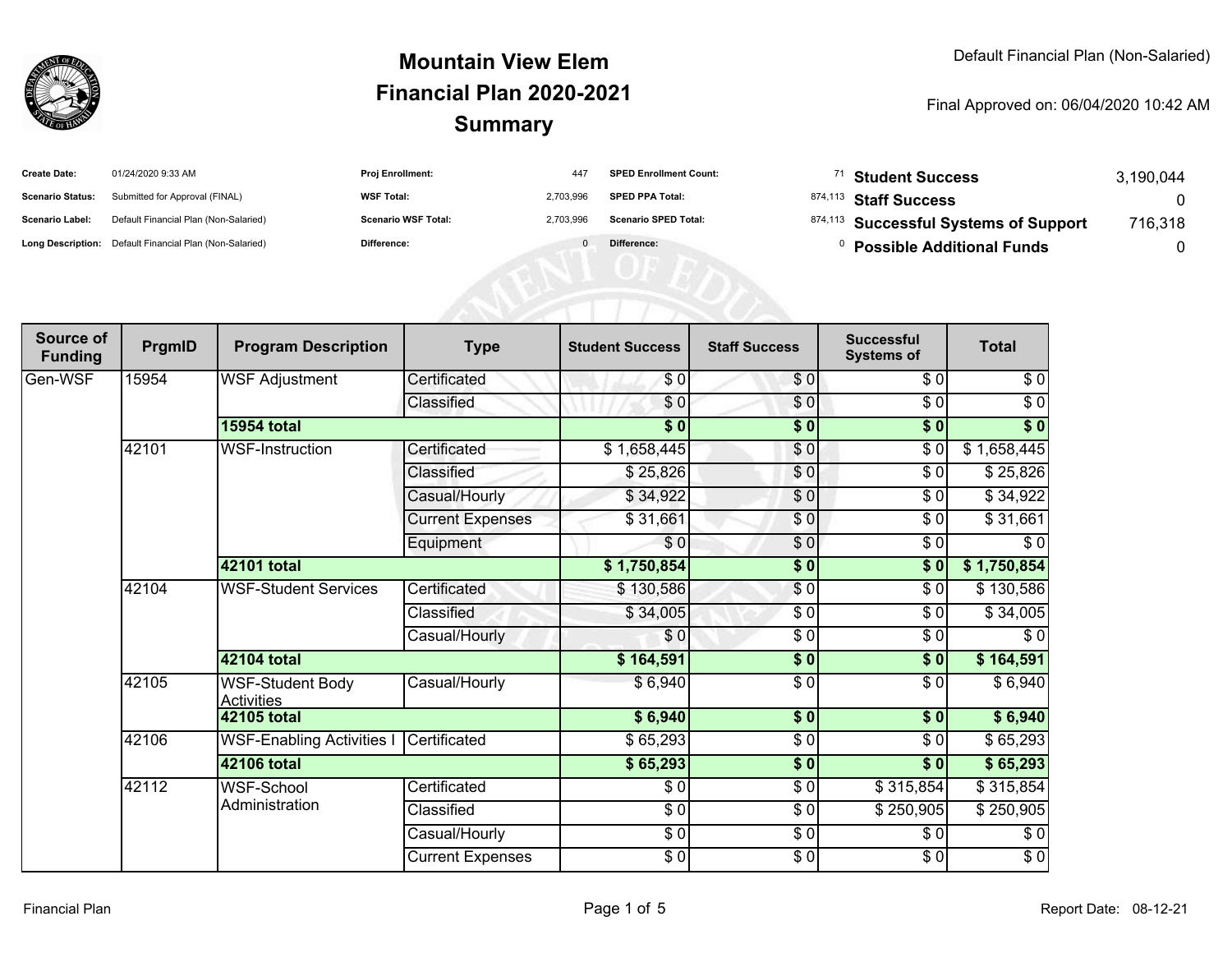# Mountain View Elem
## Financial Plan 2020-2021
## Summary

Default Financial Plan (Non-Salaried)

Final Approved on: 06/04/2020 10:42 AM

| | | | | | | | |
|---|---|---|---|---|---|---|---|
| **Create Date:** | 01/24/2020 9:33 AM | **Proj Enrollment:** | 447 | **SPED Enrollment Count:** | 71 | **Student Success** | 3,190,044 |
| **Scenario Status:** | Submitted for Approval (FINAL) | **WSF Total:** | 2,703,996 | **SPED PPA Total:** | 874,113 | **Staff Success** | 0 |
| **Scenario Label:** | Default Financial Plan (Non-Salaried) | **Scenario WSF Total:** | 2,703,996 | **Scenario SPED Total:** | 874,113 | **Successful Systems of Support** | 716,318 |
| **Long Description:** | Default Financial Plan (Non-Salaried) | **Difference:** | 0 | **Difference:** | 0 | **Possible Additional Funds** | 0 |

| Source of Funding | PrgmID | Program Description | Type | Student Success | Staff Success | Successful Systems of | Total |
|---|---|---|---|---|---|---|---|
| Gen-WSF | 15954 | WSF Adjustment | Certificated | $ 0 | $ 0 | $ 0 | $ 0 |
| | | | Classified | $ 0 | $ 0 | $ 0 | $ 0 |
| | | **15954 total** | | **$ 0** | **$ 0** | **$ 0** | **$ 0** |
| | 42101 | WSF-Instruction | Certificated | $ 1,658,445 | $ 0 | $ 0 | $ 1,658,445 |
| | | | Classified | $ 25,826 | $ 0 | $ 0 | $ 25,826 |
| | | | Casual/Hourly | $ 34,922 | $ 0 | $ 0 | $ 34,922 |
| | | | Current Expenses | $ 31,661 | $ 0 | $ 0 | $ 31,661 |
| | | | Equipment | $ 0 | $ 0 | $ 0 | $ 0 |
| | | **42101 total** | | **$ 1,750,854** | **$ 0** | **$ 0** | **$ 1,750,854** |
| | 42104 | WSF-Student Services | Certificated | $ 130,586 | $ 0 | $ 0 | $ 130,586 |
| | | | Classified | $ 34,005 | $ 0 | $ 0 | $ 34,005 |
| | | | Casual/Hourly | $ 0 | $ 0 | $ 0 | $ 0 |
| | | **42104 total** | | **$ 164,591** | **$ 0** | **$ 0** | **$ 164,591** |
| | 42105 | WSF-Student Body Activities | Casual/Hourly | $ 6,940 | $ 0 | $ 0 | $ 6,940 |
| | | **42105 total** | | **$ 6,940** | **$ 0** | **$ 0** | **$ 6,940** |
| | 42106 | WSF-Enabling Activities I | Certificated | $ 65,293 | $ 0 | $ 0 | $ 65,293 |
| | | **42106 total** | | **$ 65,293** | **$ 0** | **$ 0** | **$ 65,293** |
| | 42112 | WSF-School Administration | Certificated | $ 0 | $ 0 | $ 315,854 | $ 315,854 |
| | | | Classified | $ 0 | $ 0 | $ 250,905 | $ 250,905 |
| | | | Casual/Hourly | $ 0 | $ 0 | $ 0 | $ 0 |
| | | | Current Expenses | $ 0 | $ 0 | $ 0 | $ 0 |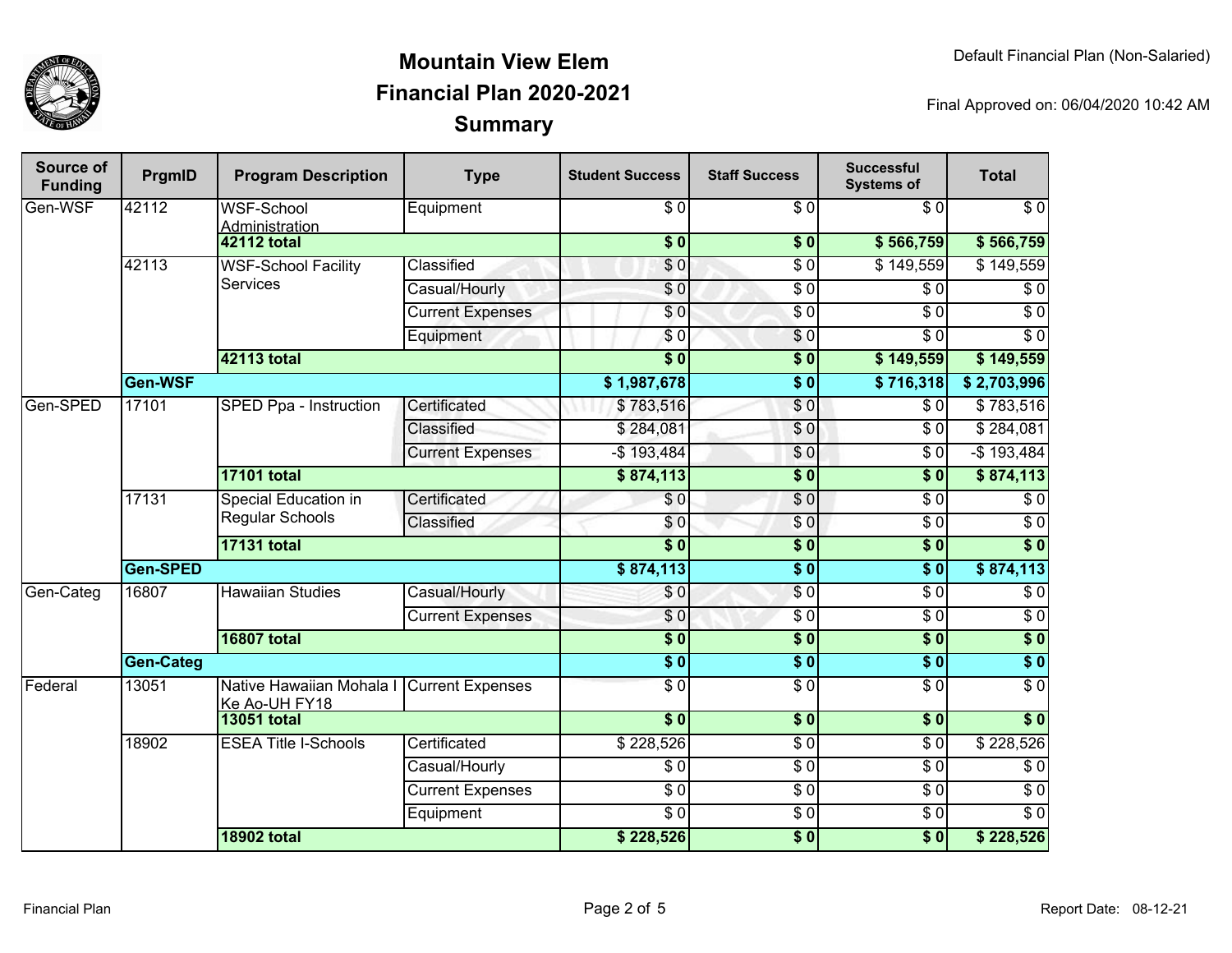# Mountain View Elem
## Financial Plan 2020-2021
## Summary

Default Financial Plan (Non-Salaried)

Final Approved on: 06/04/2020 10:42 AM

| Source of Funding | PrgmID | Program Description | Type | Student Success | Staff Success | Successful Systems of | Total |
|---|---|---|---|---|---|---|---|
| Gen-WSF | 42112 | WSF-School Administration | Equipment | $ 0 | $ 0 | $ 0 | $ 0 |
| | | **42112 total** | | **$ 0** | **$ 0** | **$ 566,759** | **$ 566,759** |
| | 42113 | WSF-School Facility Services | Classified | $ 0 | $ 0 | $ 149,559 | $ 149,559 |
| | | | Casual/Hourly | $ 0 | $ 0 | $ 0 | $ 0 |
| | | | Current Expenses | $ 0 | $ 0 | $ 0 | $ 0 |
| | | | Equipment | $ 0 | $ 0 | $ 0 | $ 0 |
| | | **42113 total** | | **$ 0** | **$ 0** | **$ 149,559** | **$ 149,559** |
| | **Gen-WSF** | | | **$ 1,987,678** | **$ 0** | **$ 716,318** | **$ 2,703,996** |
| Gen-SPED | 17101 | SPED Ppa - Instruction | Certificated | $ 783,516 | $ 0 | $ 0 | $ 783,516 |
| | | | Classified | $ 284,081 | $ 0 | $ 0 | $ 284,081 |
| | | | Current Expenses | -$ 193,484 | $ 0 | $ 0 | -$ 193,484 |
| | | **17101 total** | | **$ 874,113** | **$ 0** | **$ 0** | **$ 874,113** |
| | 17131 | Special Education in Regular Schools | Certificated | $ 0 | $ 0 | $ 0 | $ 0 |
| | | | Classified | $ 0 | $ 0 | $ 0 | $ 0 |
| | | **17131 total** | | **$ 0** | **$ 0** | **$ 0** | **$ 0** |
| | **Gen-SPED** | | | **$ 874,113** | **$ 0** | **$ 0** | **$ 874,113** |
| Gen-Categ | 16807 | Hawaiian Studies | Casual/Hourly | $ 0 | $ 0 | $ 0 | $ 0 |
| | | | Current Expenses | $ 0 | $ 0 | $ 0 | $ 0 |
| | | **16807 total** | | **$ 0** | **$ 0** | **$ 0** | **$ 0** |
| | **Gen-Categ** | | | **$ 0** | **$ 0** | **$ 0** | **$ 0** |
| Federal | 13051 | Native Hawaiian Mohala I Ke Ao-UH FY18 | Current Expenses | $ 0 | $ 0 | $ 0 | $ 0 |
| | | **13051 total** | | **$ 0** | **$ 0** | **$ 0** | **$ 0** |
| | 18902 | ESEA Title I-Schools | Certificated | $ 228,526 | $ 0 | $ 0 | $ 228,526 |
| | | | Casual/Hourly | $ 0 | $ 0 | $ 0 | $ 0 |
| | | | Current Expenses | $ 0 | $ 0 | $ 0 | $ 0 |
| | | | Equipment | $ 0 | $ 0 | $ 0 | $ 0 |
| | | **18902 total** | | **$ 228,526** | **$ 0** | **$ 0** | **$ 228,526** |

Financial Plan

Report Date: 08-12-21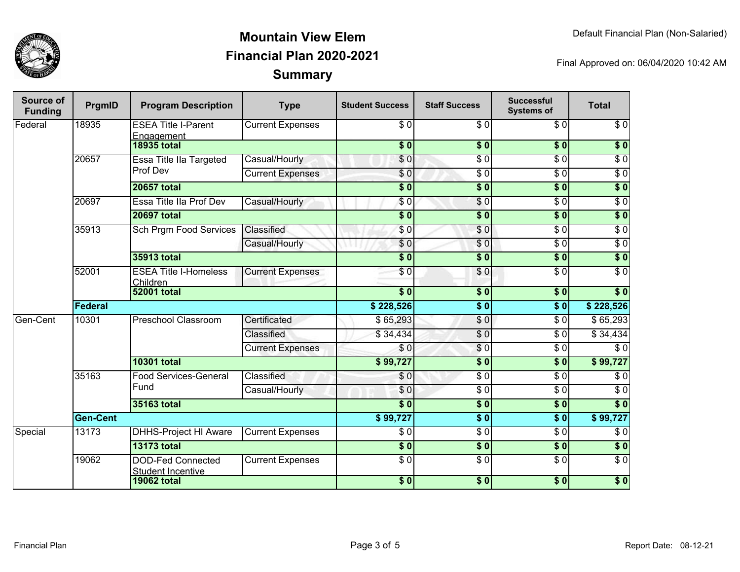# Mountain View Elem
## Financial Plan 2020-2021
## Summary

Default Financial Plan (Non-Salaried)

Final Approved on: 06/04/2020 10:42 AM

| Source of Funding | PrgmID | Program Description | Type | Student Success | Staff Success | Successful Systems of | Total |
|---|---|---|---|---|---|---|---|
| Federal | 18935 | ESEA Title I-Parent Engagement | Current Expenses | $ 0 | $ 0 | $ 0 | $ 0 |
| | | **18935 total** | | **$ 0** | **$ 0** | **$ 0** | **$ 0** |
| | 20657 | Essa Title IIa Targeted Prof Dev | Casual/Hourly | $ 0 | $ 0 | $ 0 | $ 0 |
| | | | Current Expenses | $ 0 | $ 0 | $ 0 | $ 0 |
| | | **20657 total** | | **$ 0** | **$ 0** | **$ 0** | **$ 0** |
| | 20697 | Essa Title IIa Prof Dev | Casual/Hourly | $ 0 | $ 0 | $ 0 | $ 0 |
| | | **20697 total** | | **$ 0** | **$ 0** | **$ 0** | **$ 0** |
| | 35913 | Sch Prgm Food Services | Classified | $ 0 | $ 0 | $ 0 | $ 0 |
| | | | Casual/Hourly | $ 0 | $ 0 | $ 0 | $ 0 |
| | | **35913 total** | | **$ 0** | **$ 0** | **$ 0** | **$ 0** |
| | 52001 | ESEA Title I-Homeless Children | Current Expenses | $ 0 | $ 0 | $ 0 | $ 0 |
| | | **52001 total** | | **$ 0** | **$ 0** | **$ 0** | **$ 0** |
| | **Federal** | | | **$ 228,526** | **$ 0** | **$ 0** | **$ 228,526** |
| Gen-Cent | 10301 | Preschool Classroom | Certificated | $ 65,293 | $ 0 | $ 0 | $ 65,293 |
| | | | Classified | $ 34,434 | $ 0 | $ 0 | $ 34,434 |
| | | | Current Expenses | $ 0 | $ 0 | $ 0 | $ 0 |
| | | **10301 total** | | **$ 99,727** | **$ 0** | **$ 0** | **$ 99,727** |
| | 35163 | Food Services-General Fund | Classified | $ 0 | $ 0 | $ 0 | $ 0 |
| | | | Casual/Hourly | $ 0 | $ 0 | $ 0 | $ 0 |
| | | **35163 total** | | **$ 0** | **$ 0** | **$ 0** | **$ 0** |
| | **Gen-Cent** | | | **$ 99,727** | **$ 0** | **$ 0** | **$ 99,727** |
| Special | 13173 | DHHS-Project HI Aware | Current Expenses | $ 0 | $ 0 | $ 0 | $ 0 |
| | | **13173 total** | | **$ 0** | **$ 0** | **$ 0** | **$ 0** |
| | 19062 | DOD-Fed Connected Student Incentive | Current Expenses | $ 0 | $ 0 | $ 0 | $ 0 |
| | | **19062 total** | | **$ 0** | **$ 0** | **$ 0** | **$ 0** |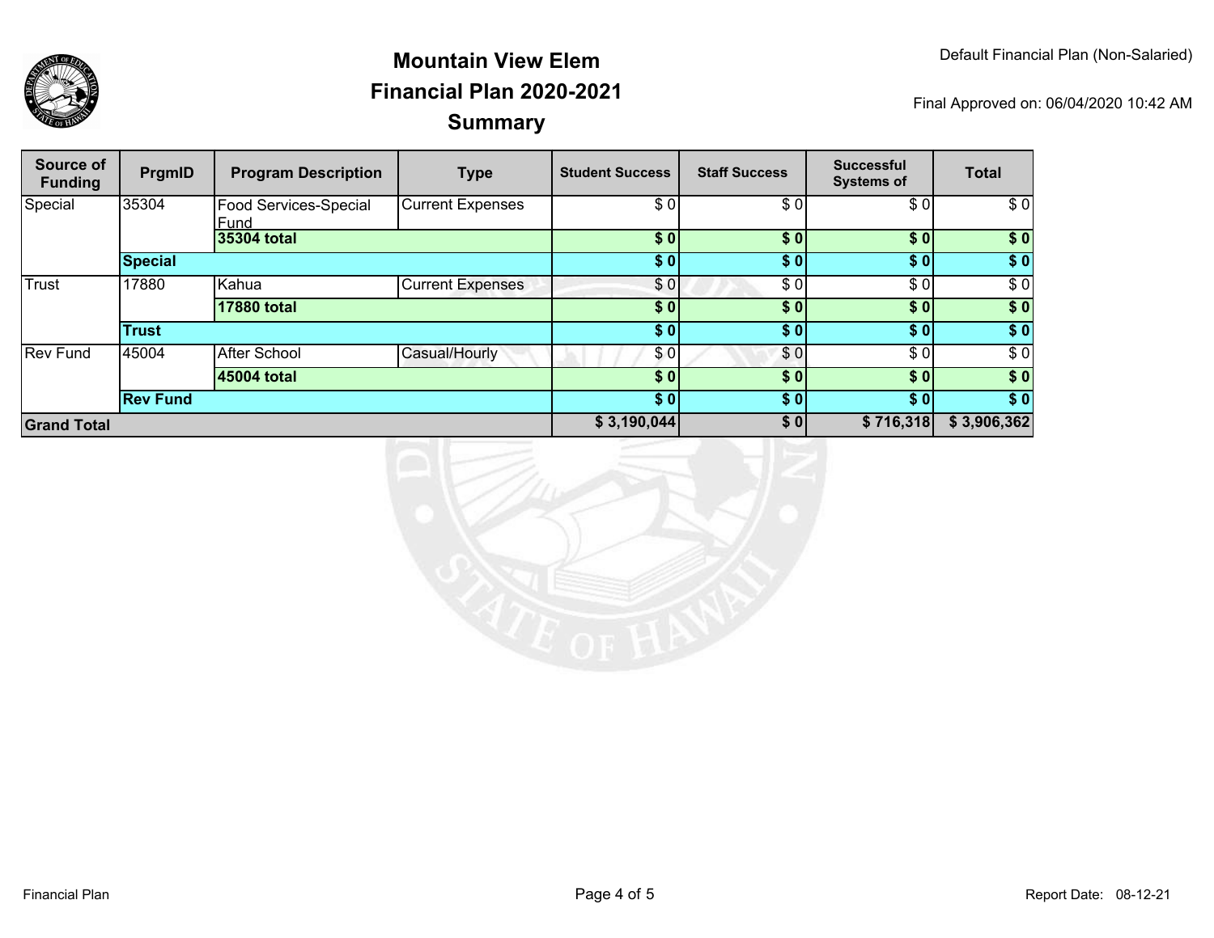# Mountain View Elem
## Financial Plan 2020-2021
## Summary

Default Financial Plan (Non-Salaried)

Final Approved on: 06/04/2020 10:42 AM

| Source of Funding | PrgmID | Program Description | Type | Student Success | Staff Success | Successful Systems of | Total |
|---|---|---|---|---|---|---|---|
| Special | 35304 | Food Services-Special Fund | Current Expenses | $ 0 | $ 0 | $ 0 | $ 0 |
| | | **35304 total** | | **$ 0** | **$ 0** | **$ 0** | **$ 0** |
| | **Special** | | | **$ 0** | **$ 0** | **$ 0** | **$ 0** |
| Trust | 17880 | Kahua | Current Expenses | $ 0 | $ 0 | $ 0 | $ 0 |
| | | **17880 total** | | **$ 0** | **$ 0** | **$ 0** | **$ 0** |
| | **Trust** | | | **$ 0** | **$ 0** | **$ 0** | **$ 0** |
| Rev Fund | 45004 | After School | Casual/Hourly | $ 0 | $ 0 | $ 0 | $ 0 |
| | | **45004 total** | | **$ 0** | **$ 0** | **$ 0** | **$ 0** |
| | **Rev Fund** | | | **$ 0** | **$ 0** | **$ 0** | **$ 0** |
| **Grand Total** | | | | **$ 3,190,044** | **$ 0** | **$ 716,318** | **$ 3,906,362** |

Financial Plan

Report Date: 08-12-21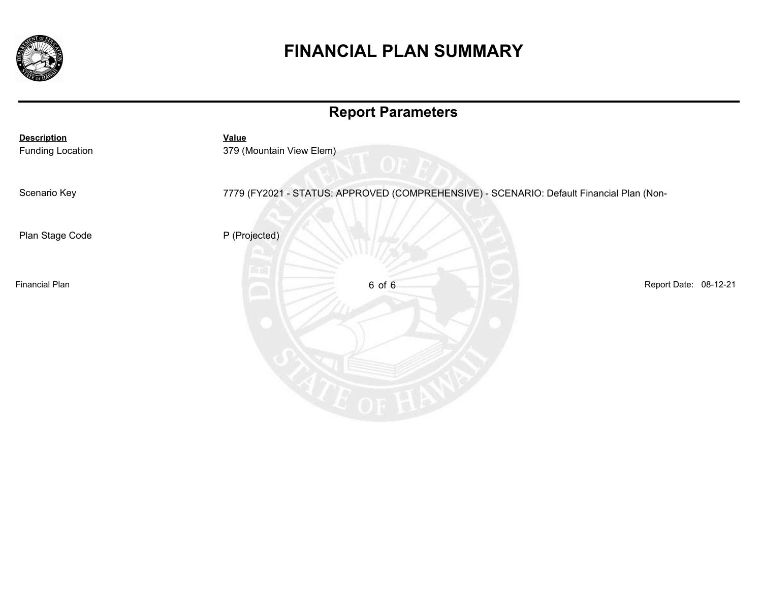# FINANCIAL PLAN SUMMARY

## Report Parameters

| Description | Value |
|---|---|
| Funding Location | 379 (Mountain View Elem) |
| Scenario Key | 7779 (FY2021 - STATUS: APPROVED (COMPREHENSIVE) - SCENARIO: Default Financial Plan (Non- |
| Plan Stage Code | P (Projected) |

Financial Plan

Report Date: 08-12-21